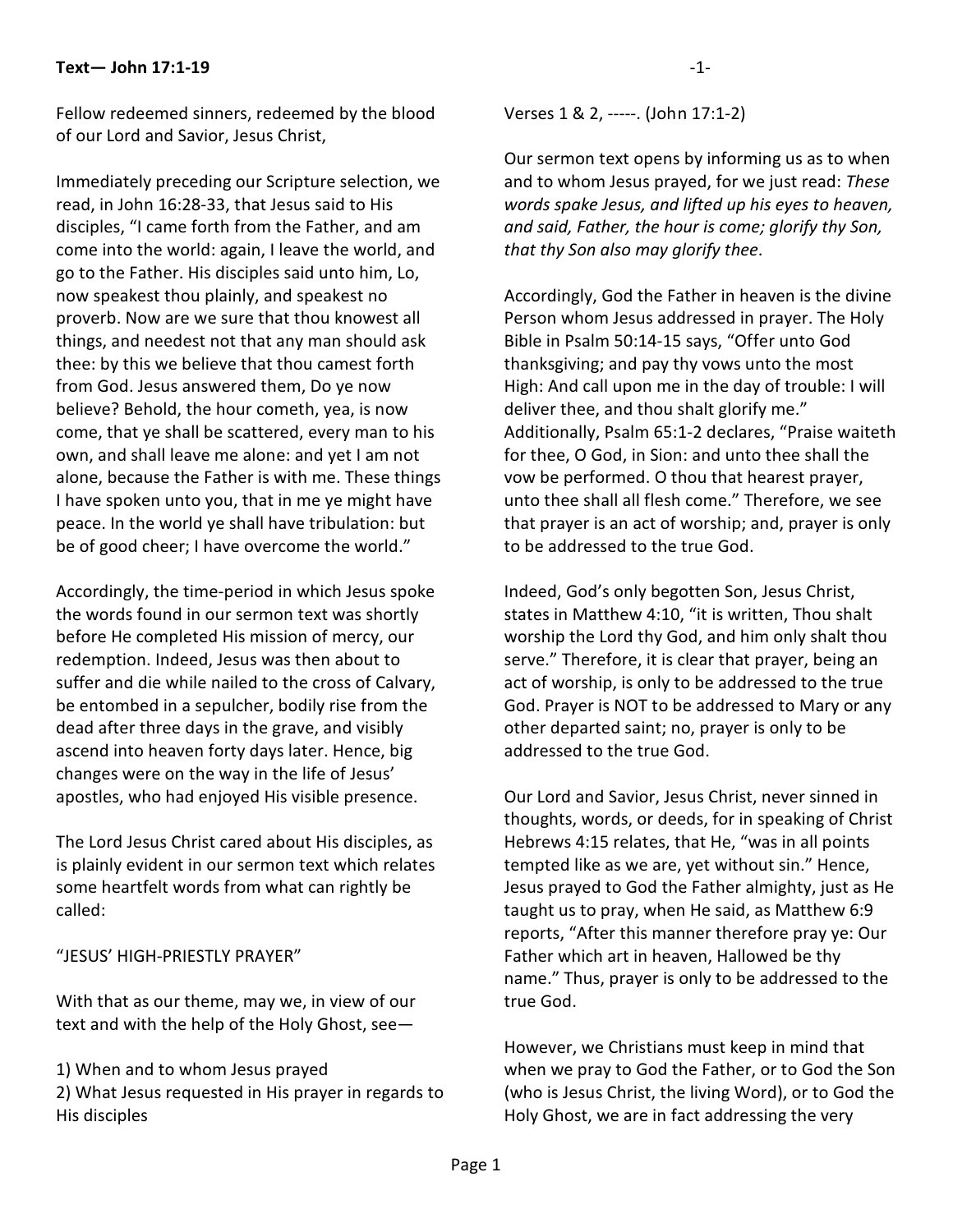**Text— John 17:1-19**

Fellow redeemed sinners, redeemed by the blood of our Lord and Savior, Jesus Christ,

Immediately preceding our Scripture selection, we read, in John 16:28-33, that Jesus said to His disciples, "I came forth from the Father, and am come into the world: again, I leave the world, and go to the Father. His disciples said unto him, Lo, now speakest thou plainly, and speakest no proverb. Now are we sure that thou knowest all things, and needest not that any man should ask thee: by this we believe that thou camest forth from God. Jesus answered them, Do ye now believe? Behold, the hour cometh, yea, is now come, that ye shall be scattered, every man to his own, and shall leave me alone: and yet I am not alone, because the Father is with me. These things I have spoken unto you, that in me ye might have peace. In the world ye shall have tribulation: but be of good cheer; I have overcome the world."

Accordingly, the time-period in which Jesus spoke the words found in our sermon text was shortly before He completed His mission of mercy, our redemption. Indeed, Jesus was then about to suffer and die while nailed to the cross of Calvary, be entombed in a sepulcher, bodily rise from the dead after three days in the grave, and visibly ascend into heaven forty days later. Hence, big changes were on the way in the life of Jesus' apostles, who had enjoyed His visible presence.

The Lord Jesus Christ cared about His disciples, as is plainly evident in our sermon text which relates some heartfelt words from what can rightly be called:

"JESUS' HIGH-PRIESTLY PRAYER"

With that as our theme, may we, in view of our text and with the help of the Holy Ghost, see—

1) When and to whom Jesus prayed
2) What Jesus requested in His prayer in regards to His disciples

Verses 1 & 2, -----. (John 17:1-2)

Our sermon text opens by informing us as to when and to whom Jesus prayed, for we just read: *These words spake Jesus, and lifted up his eyes to heaven, and said, Father, the hour is come; glorify thy Son, that thy Son also may glorify thee*.

Accordingly, God the Father in heaven is the divine Person whom Jesus addressed in prayer. The Holy Bible in Psalm 50:14-15 says, "Offer unto God thanksgiving; and pay thy vows unto the most High: And call upon me in the day of trouble: I will deliver thee, and thou shalt glorify me." Additionally, Psalm 65:1-2 declares, "Praise waiteth for thee, O God, in Sion: and unto thee shall the vow be performed. O thou that hearest prayer, unto thee shall all flesh come." Therefore, we see that prayer is an act of worship; and, prayer is only to be addressed to the true God.

Indeed, God's only begotten Son, Jesus Christ, states in Matthew 4:10, "it is written, Thou shalt worship the Lord thy God, and him only shalt thou serve." Therefore, it is clear that prayer, being an act of worship, is only to be addressed to the true God. Prayer is NOT to be addressed to Mary or any other departed saint; no, prayer is only to be addressed to the true God.

Our Lord and Savior, Jesus Christ, never sinned in thoughts, words, or deeds, for in speaking of Christ Hebrews 4:15 relates, that He, "was in all points tempted like as we are, yet without sin." Hence, Jesus prayed to God the Father almighty, just as He taught us to pray, when He said, as Matthew 6:9 reports, "After this manner therefore pray ye: Our Father which art in heaven, Hallowed be thy name." Thus, prayer is only to be addressed to the true God.

However, we Christians must keep in mind that when we pray to God the Father, or to God the Son (who is Jesus Christ, the living Word), or to God the Holy Ghost, we are in fact addressing the very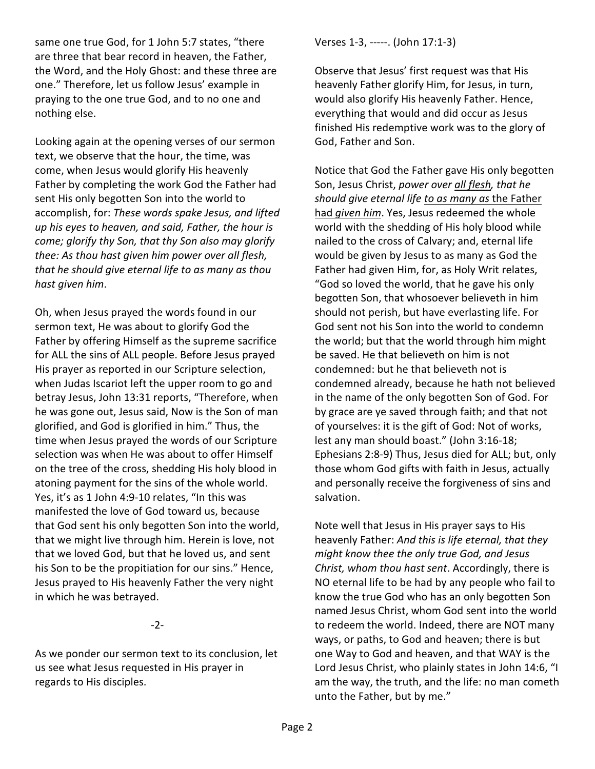same one true God, for 1 John 5:7 states, "there are three that bear record in heaven, the Father, the Word, and the Holy Ghost: and these three are one." Therefore, let us follow Jesus' example in praying to the one true God, and to no one and nothing else.

Looking again at the opening verses of our sermon text, we observe that the hour, the time, was come, when Jesus would glorify His heavenly Father by completing the work God the Father had sent His only begotten Son into the world to accomplish, for: *These words spake Jesus, and lifted up his eyes to heaven, and said, Father, the hour is come; glorify thy Son, that thy Son also may glorify thee: As thou hast given him power over all flesh, that he should give eternal life to as many as thou hast given him*.

Oh, when Jesus prayed the words found in our sermon text, He was about to glorify God the Father by offering Himself as the supreme sacrifice for ALL the sins of ALL people. Before Jesus prayed His prayer as reported in our Scripture selection, when Judas Iscariot left the upper room to go and betray Jesus, John 13:31 reports, "Therefore, when he was gone out, Jesus said, Now is the Son of man glorified, and God is glorified in him." Thus, the time when Jesus prayed the words of our Scripture selection was when He was about to offer Himself on the tree of the cross, shedding His holy blood in atoning payment for the sins of the whole world. Yes, it's as 1 John 4:9-10 relates, "In this was manifested the love of God toward us, because that God sent his only begotten Son into the world, that we might live through him. Herein is love, not that we loved God, but that he loved us, and sent his Son to be the propitiation for our sins." Hence, Jesus prayed to His heavenly Father the very night in which he was betrayed.

-2-

As we ponder our sermon text to its conclusion, let us see what Jesus requested in His prayer in regards to His disciples.

Verses 1-3, -----. (John 17:1-3)

Observe that Jesus' first request was that His heavenly Father glorify Him, for Jesus, in turn, would also glorify His heavenly Father. Hence, everything that would and did occur as Jesus finished His redemptive work was to the glory of God, Father and Son.

Notice that God the Father gave His only begotten Son, Jesus Christ, *power over <u>all flesh</u>, that he should give eternal life <u>to as many as</u>* <u>the Father had *given him*</u>. Yes, Jesus redeemed the whole world with the shedding of His holy blood while nailed to the cross of Calvary; and, eternal life would be given by Jesus to as many as God the Father had given Him, for, as Holy Writ relates, "God so loved the world, that he gave his only begotten Son, that whosoever believeth in him should not perish, but have everlasting life. For God sent not his Son into the world to condemn the world; but that the world through him might be saved. He that believeth on him is not condemned: but he that believeth not is condemned already, because he hath not believed in the name of the only begotten Son of God. For by grace are ye saved through faith; and that not of yourselves: it is the gift of God: Not of works, lest any man should boast." (John 3:16-18; Ephesians 2:8-9) Thus, Jesus died for ALL; but, only those whom God gifts with faith in Jesus, actually and personally receive the forgiveness of sins and salvation.

Note well that Jesus in His prayer says to His heavenly Father: *And this is life eternal, that they might know thee the only true God, and Jesus Christ, whom thou hast sent*. Accordingly, there is NO eternal life to be had by any people who fail to know the true God who has an only begotten Son named Jesus Christ, whom God sent into the world to redeem the world. Indeed, there are NOT many ways, or paths, to God and heaven; there is but one Way to God and heaven, and that WAY is the Lord Jesus Christ, who plainly states in John 14:6, "I am the way, the truth, and the life: no man cometh unto the Father, but by me."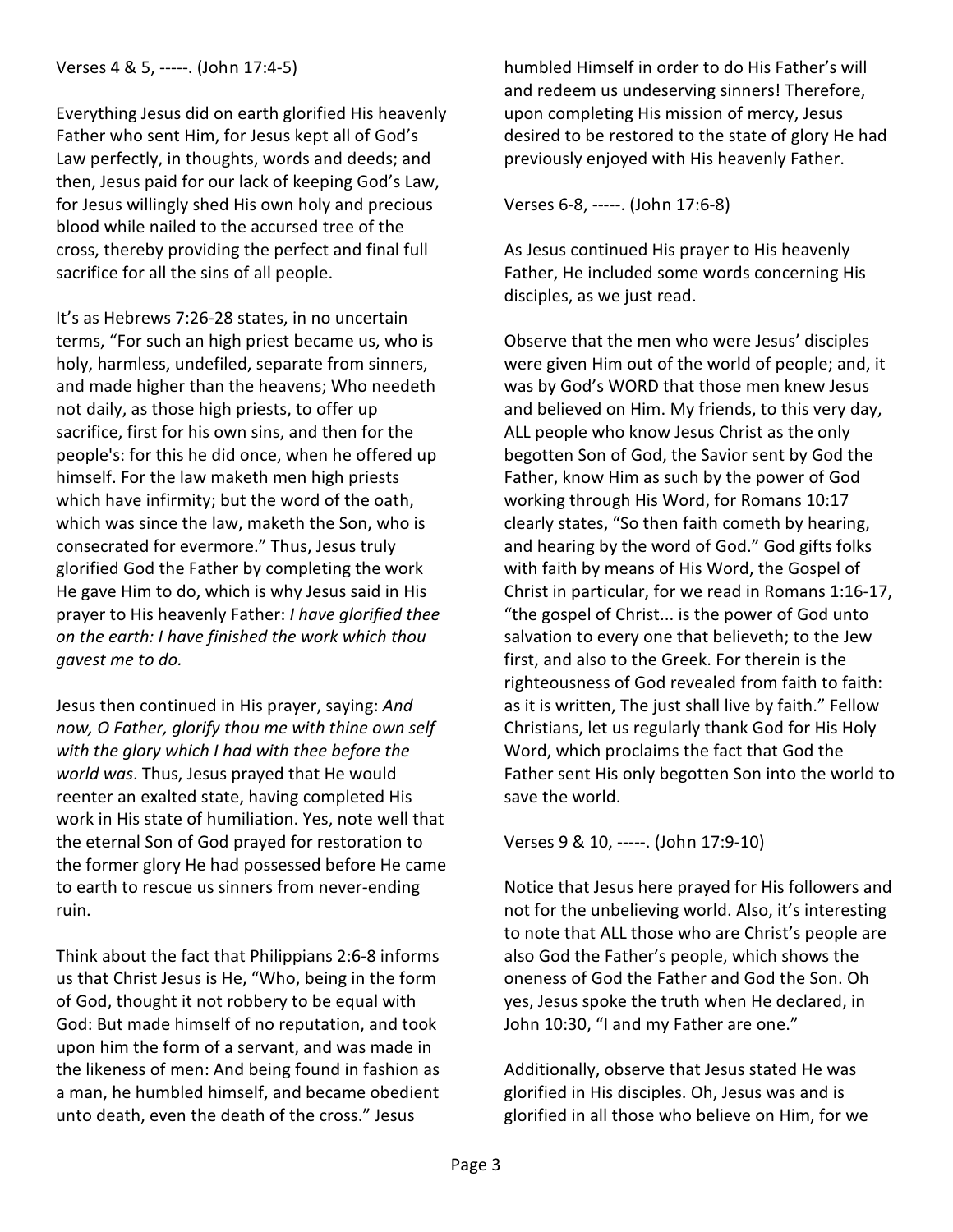Verses 4 & 5, -----. (John 17:4-5)

Everything Jesus did on earth glorified His heavenly Father who sent Him, for Jesus kept all of God's Law perfectly, in thoughts, words and deeds; and then, Jesus paid for our lack of keeping God's Law, for Jesus willingly shed His own holy and precious blood while nailed to the accursed tree of the cross, thereby providing the perfect and final full sacrifice for all the sins of all people.

It's as Hebrews 7:26-28 states, in no uncertain terms, "For such an high priest became us, who is holy, harmless, undefiled, separate from sinners, and made higher than the heavens; Who needeth not daily, as those high priests, to offer up sacrifice, first for his own sins, and then for the people's: for this he did once, when he offered up himself. For the law maketh men high priests which have infirmity; but the word of the oath, which was since the law, maketh the Son, who is consecrated for evermore." Thus, Jesus truly glorified God the Father by completing the work He gave Him to do, which is why Jesus said in His prayer to His heavenly Father: *I have glorified thee on the earth: I have finished the work which thou gavest me to do.*

Jesus then continued in His prayer, saying: *And now, O Father, glorify thou me with thine own self with the glory which I had with thee before the world was*. Thus, Jesus prayed that He would reenter an exalted state, having completed His work in His state of humiliation. Yes, note well that the eternal Son of God prayed for restoration to the former glory He had possessed before He came to earth to rescue us sinners from never-ending ruin.

Think about the fact that Philippians 2:6-8 informs us that Christ Jesus is He, "Who, being in the form of God, thought it not robbery to be equal with God: But made himself of no reputation, and took upon him the form of a servant, and was made in the likeness of men: And being found in fashion as a man, he humbled himself, and became obedient unto death, even the death of the cross." Jesus humbled Himself in order to do His Father's will and redeem us undeserving sinners! Therefore, upon completing His mission of mercy, Jesus desired to be restored to the state of glory He had previously enjoyed with His heavenly Father.

Verses 6-8, -----. (John 17:6-8)

As Jesus continued His prayer to His heavenly Father, He included some words concerning His disciples, as we just read.

Observe that the men who were Jesus' disciples were given Him out of the world of people; and, it was by God's WORD that those men knew Jesus and believed on Him. My friends, to this very day, ALL people who know Jesus Christ as the only begotten Son of God, the Savior sent by God the Father, know Him as such by the power of God working through His Word, for Romans 10:17 clearly states, "So then faith cometh by hearing, and hearing by the word of God." God gifts folks with faith by means of His Word, the Gospel of Christ in particular, for we read in Romans 1:16-17, "the gospel of Christ... is the power of God unto salvation to every one that believeth; to the Jew first, and also to the Greek. For therein is the righteousness of God revealed from faith to faith: as it is written, The just shall live by faith." Fellow Christians, let us regularly thank God for His Holy Word, which proclaims the fact that God the Father sent His only begotten Son into the world to save the world.

Verses 9 & 10, -----. (John 17:9-10)

Notice that Jesus here prayed for His followers and not for the unbelieving world. Also, it's interesting to note that ALL those who are Christ's people are also God the Father's people, which shows the oneness of God the Father and God the Son. Oh yes, Jesus spoke the truth when He declared, in John 10:30, "I and my Father are one."

Additionally, observe that Jesus stated He was glorified in His disciples. Oh, Jesus was and is glorified in all those who believe on Him, for we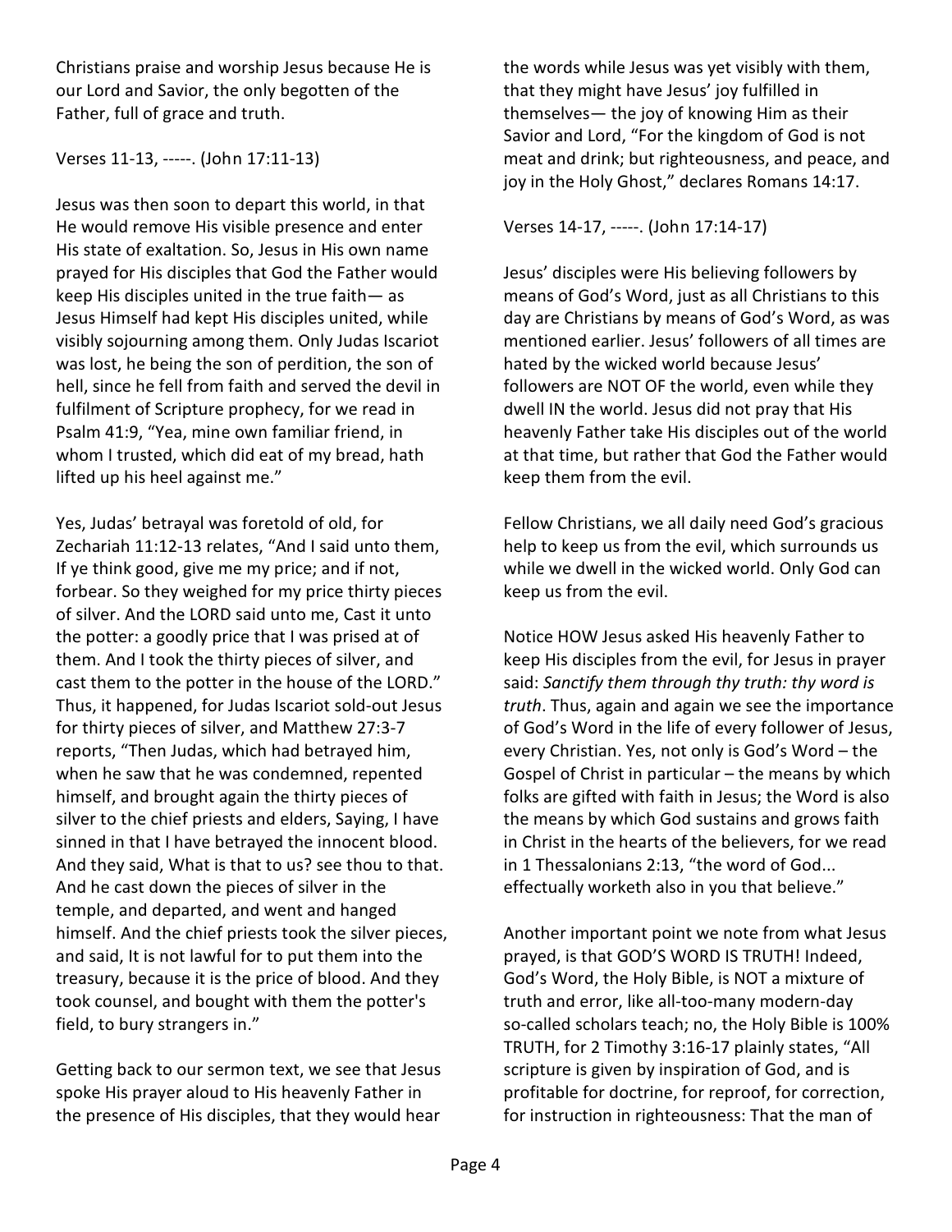Christians praise and worship Jesus because He is our Lord and Savior, the only begotten of the Father, full of grace and truth.

Verses 11-13, -----. (John 17:11-13)

Jesus was then soon to depart this world, in that He would remove His visible presence and enter His state of exaltation. So, Jesus in His own name prayed for His disciples that God the Father would keep His disciples united in the true faith— as Jesus Himself had kept His disciples united, while visibly sojourning among them. Only Judas Iscariot was lost, he being the son of perdition, the son of hell, since he fell from faith and served the devil in fulfilment of Scripture prophecy, for we read in Psalm 41:9, "Yea, mine own familiar friend, in whom I trusted, which did eat of my bread, hath lifted up his heel against me."

Yes, Judas' betrayal was foretold of old, for Zechariah 11:12-13 relates, "And I said unto them, If ye think good, give me my price; and if not, forbear. So they weighed for my price thirty pieces of silver. And the LORD said unto me, Cast it unto the potter: a goodly price that I was prised at of them. And I took the thirty pieces of silver, and cast them to the potter in the house of the LORD." Thus, it happened, for Judas Iscariot sold-out Jesus for thirty pieces of silver, and Matthew 27:3-7 reports, "Then Judas, which had betrayed him, when he saw that he was condemned, repented himself, and brought again the thirty pieces of silver to the chief priests and elders, Saying, I have sinned in that I have betrayed the innocent blood. And they said, What is that to us? see thou to that. And he cast down the pieces of silver in the temple, and departed, and went and hanged himself. And the chief priests took the silver pieces, and said, It is not lawful for to put them into the treasury, because it is the price of blood. And they took counsel, and bought with them the potter's field, to bury strangers in."

Getting back to our sermon text, we see that Jesus spoke His prayer aloud to His heavenly Father in the presence of His disciples, that they would hear the words while Jesus was yet visibly with them, that they might have Jesus' joy fulfilled in themselves— the joy of knowing Him as their Savior and Lord, "For the kingdom of God is not meat and drink; but righteousness, and peace, and joy in the Holy Ghost," declares Romans 14:17.

Verses 14-17, -----. (John 17:14-17)

Jesus' disciples were His believing followers by means of God's Word, just as all Christians to this day are Christians by means of God's Word, as was mentioned earlier. Jesus' followers of all times are hated by the wicked world because Jesus' followers are NOT OF the world, even while they dwell IN the world. Jesus did not pray that His heavenly Father take His disciples out of the world at that time, but rather that God the Father would keep them from the evil.

Fellow Christians, we all daily need God's gracious help to keep us from the evil, which surrounds us while we dwell in the wicked world. Only God can keep us from the evil.

Notice HOW Jesus asked His heavenly Father to keep His disciples from the evil, for Jesus in prayer said: *Sanctify them through thy truth: thy word is truth*. Thus, again and again we see the importance of God's Word in the life of every follower of Jesus, every Christian. Yes, not only is God's Word – the Gospel of Christ in particular – the means by which folks are gifted with faith in Jesus; the Word is also the means by which God sustains and grows faith in Christ in the hearts of the believers, for we read in 1 Thessalonians 2:13, "the word of God... effectually worketh also in you that believe."

Another important point we note from what Jesus prayed, is that GOD'S WORD IS TRUTH! Indeed, God's Word, the Holy Bible, is NOT a mixture of truth and error, like all-too-many modern-day so-called scholars teach; no, the Holy Bible is 100% TRUTH, for 2 Timothy 3:16-17 plainly states, "All scripture is given by inspiration of God, and is profitable for doctrine, for reproof, for correction, for instruction in righteousness: That the man of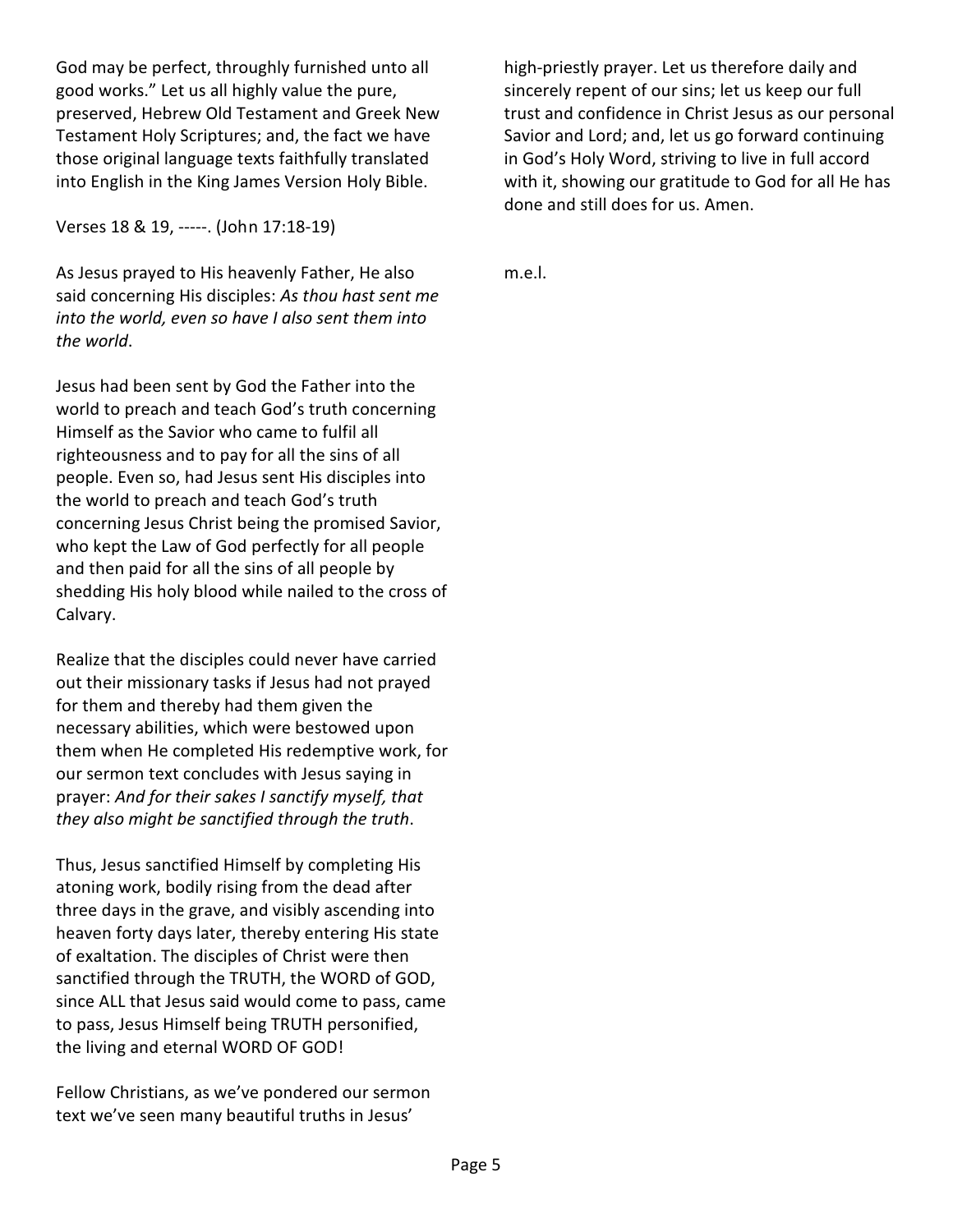God may be perfect, throughly furnished unto all good works." Let us all highly value the pure, preserved, Hebrew Old Testament and Greek New Testament Holy Scriptures; and, the fact we have those original language texts faithfully translated into English in the King James Version Holy Bible.

Verses 18 & 19, -----. (John 17:18-19)

As Jesus prayed to His heavenly Father, He also said concerning His disciples: *As thou hast sent me into the world, even so have I also sent them into the world*.

Jesus had been sent by God the Father into the world to preach and teach God's truth concerning Himself as the Savior who came to fulfil all righteousness and to pay for all the sins of all people. Even so, had Jesus sent His disciples into the world to preach and teach God's truth concerning Jesus Christ being the promised Savior, who kept the Law of God perfectly for all people and then paid for all the sins of all people by shedding His holy blood while nailed to the cross of Calvary.

Realize that the disciples could never have carried out their missionary tasks if Jesus had not prayed for them and thereby had them given the necessary abilities, which were bestowed upon them when He completed His redemptive work, for our sermon text concludes with Jesus saying in prayer: *And for their sakes I sanctify myself, that they also might be sanctified through the truth*.

Thus, Jesus sanctified Himself by completing His atoning work, bodily rising from the dead after three days in the grave, and visibly ascending into heaven forty days later, thereby entering His state of exaltation. The disciples of Christ were then sanctified through the TRUTH, the WORD of GOD, since ALL that Jesus said would come to pass, came to pass, Jesus Himself being TRUTH personified, the living and eternal WORD OF GOD!

Fellow Christians, as we've pondered our sermon text we've seen many beautiful truths in Jesus' high-priestly prayer. Let us therefore daily and sincerely repent of our sins; let us keep our full trust and confidence in Christ Jesus as our personal Savior and Lord; and, let us go forward continuing in God's Holy Word, striving to live in full accord with it, showing our gratitude to God for all He has done and still does for us. Amen.

m.e.l.